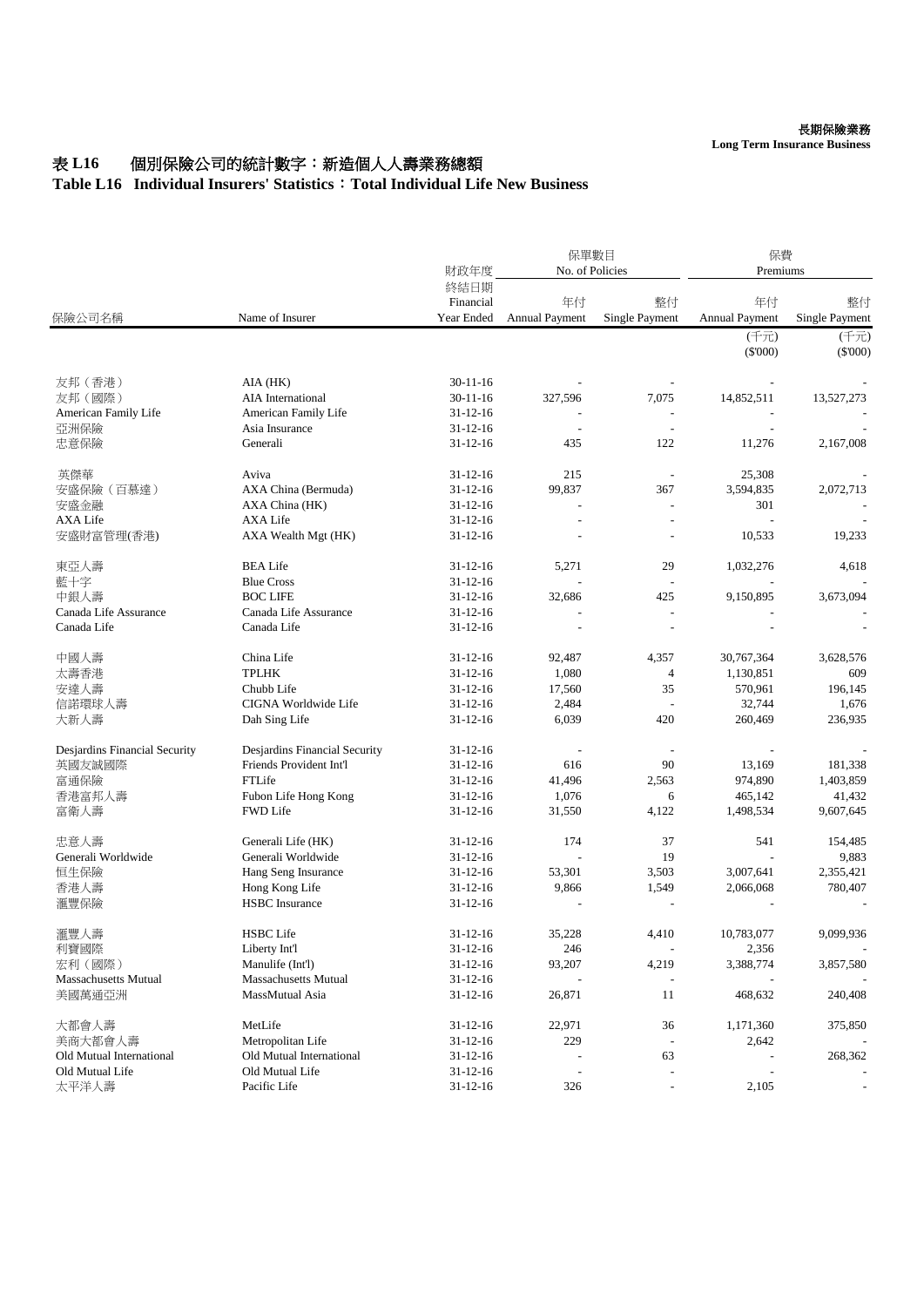長期保險業務
**Long Term Insurance Business**

# 表 L16 個別保險公司的統計數字：新造個人人壽業務總額
## Table L16 Individual Insurers' Statistics：Total Individual Life New Business

| 保險公司名稱 | Name of Insurer | 財政年度終結日期 Financial Year Ended | 保單數目 No. of Policies | | 保費 Premiums | |
|---|---|---|---|---|---|---|
| | | | 年付 Annual Payment | 整付 Single Payment | 年付 Annual Payment | 整付 Single Payment |
| | | | | | (千元) ($'000) | (千元) ($'000) |
| 友邦（香港） | AIA (HK) | 30-11-16 | - | - | - | - |
| 友邦（國際） | AIA International | 30-11-16 | 327,596 | 7,075 | 14,852,511 | 13,527,273 |
| American Family Life | American Family Life | 31-12-16 | - | - | - | - |
| 亞洲保險 | Asia Insurance | 31-12-16 | - | - | - | - |
| 忠意保險 | Generali | 31-12-16 | 435 | 122 | 11,276 | 2,167,008 |
| 英傑華 | Aviva | 31-12-16 | 215 | - | 25,308 | - |
| 安盛保險（百慕達） | AXA China (Bermuda) | 31-12-16 | 99,837 | 367 | 3,594,835 | 2,072,713 |
| 安盛金融 | AXA China (HK) | 31-12-16 | - | - | 301 | - |
| AXA Life | AXA Life | 31-12-16 | - | - | - | - |
| 安盛財富管理(香港) | AXA Wealth Mgt (HK) | 31-12-16 | - | - | 10,533 | 19,233 |
| 東亞人壽 | BEA Life | 31-12-16 | 5,271 | 29 | 1,032,276 | 4,618 |
| 藍十字 | Blue Cross | 31-12-16 | - | - | - | - |
| 中銀人壽 | BOC LIFE | 31-12-16 | 32,686 | 425 | 9,150,895 | 3,673,094 |
| Canada Life Assurance | Canada Life Assurance | 31-12-16 | - | - | - | - |
| Canada Life | Canada Life | 31-12-16 | - | - | - | - |
| 中國人壽 | China Life | 31-12-16 | 92,487 | 4,357 | 30,767,364 | 3,628,576 |
| 太壽香港 | TPLHK | 31-12-16 | 1,080 | 4 | 1,130,851 | 609 |
| 安達人壽 | Chubb Life | 31-12-16 | 17,560 | 35 | 570,961 | 196,145 |
| 信諾環球人壽 | CIGNA Worldwide Life | 31-12-16 | 2,484 | - | 32,744 | 1,676 |
| 大新人壽 | Dah Sing Life | 31-12-16 | 6,039 | 420 | 260,469 | 236,935 |
| Desjardins Financial Security | Desjardins Financial Security | 31-12-16 | - | - | - | - |
| 英國友誠國際 | Friends Provident Int'l | 31-12-16 | 616 | 90 | 13,169 | 181,338 |
| 富通保險 | FTLife | 31-12-16 | 41,496 | 2,563 | 974,890 | 1,403,859 |
| 香港富邦人壽 | Fubon Life Hong Kong | 31-12-16 | 1,076 | 6 | 465,142 | 41,432 |
| 富衛人壽 | FWD Life | 31-12-16 | 31,550 | 4,122 | 1,498,534 | 9,607,645 |
| 忠意人壽 | Generali Life (HK) | 31-12-16 | 174 | 37 | 541 | 154,485 |
| Generali Worldwide | Generali Worldwide | 31-12-16 | - | 19 | - | 9,883 |
| 恒生保險 | Hang Seng Insurance | 31-12-16 | 53,301 | 3,503 | 3,007,641 | 2,355,421 |
| 香港人壽 | Hong Kong Life | 31-12-16 | 9,866 | 1,549 | 2,066,068 | 780,407 |
| 滙豐保險 | HSBC Insurance | 31-12-16 | - | - | - | - |
| 滙豐人壽 | HSBC Life | 31-12-16 | 35,228 | 4,410 | 10,783,077 | 9,099,936 |
| 利寶國際 | Liberty Int'l | 31-12-16 | 246 | - | 2,356 | - |
| 宏利（國際） | Manulife (Int'l) | 31-12-16 | 93,207 | 4,219 | 3,388,774 | 3,857,580 |
| Massachusetts Mutual | Massachusetts Mutual | 31-12-16 | - | - | - | - |
| 美國萬通亞洲 | MassMutual Asia | 31-12-16 | 26,871 | 11 | 468,632 | 240,408 |
| 大都會人壽 | MetLife | 31-12-16 | 22,971 | 36 | 1,171,360 | 375,850 |
| 美商大都會人壽 | Metropolitan Life | 31-12-16 | 229 | - | 2,642 | - |
| Old Mutual International | Old Mutual International | 31-12-16 | - | 63 | - | 268,362 |
| Old Mutual Life | Old Mutual Life | 31-12-16 | - | - | - | - |
| 太平洋人壽 | Pacific Life | 31-12-16 | 326 | - | 2,105 | - |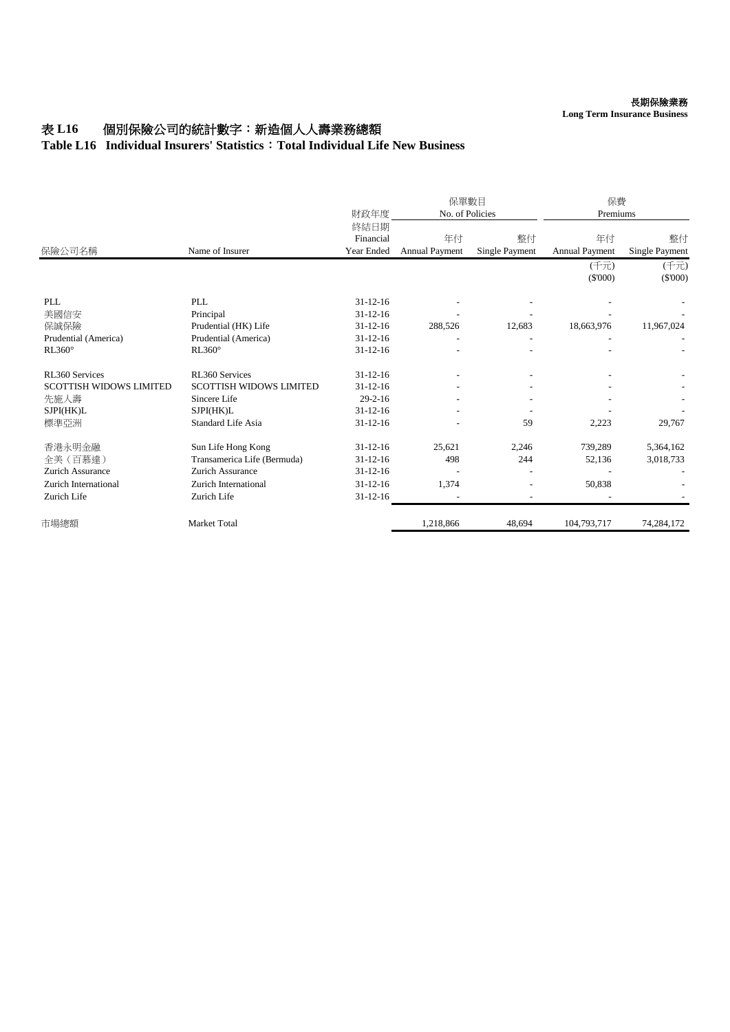# 表 L16　個別保險公司的統計數字：新造個人人壽業務總額

# Table L16　Individual Insurers' Statistics：Total Individual Life New Business

| 保險公司名稱 | Name of Insurer | 財政年度終結日期 Financial Year Ended | 保單數目 No. of Policies | | 保費 Premiums | |
|---|---|---|---|---|---|---|
| | | | 年付 Annual Payment | 整付 Single Payment | 年付 Annual Payment | 整付 Single Payment |
| | | | | | (千元) ($'000) | (千元) ($'000) |
| PLL | PLL | 31-12-16 | - | - | - | - |
| 美國信安 | Principal | 31-12-16 | - | - | - | - |
| 保誠保險 | Prudential (HK) Life | 31-12-16 | 288,526 | 12,683 | 18,663,976 | 11,967,024 |
| Prudential (America) | Prudential (America) | 31-12-16 | - | - | - | - |
| RL360° | RL360° | 31-12-16 | - | - | - | - |
| RL360 Services | RL360 Services | 31-12-16 | - | - | - | - |
| SCOTTISH WIDOWS LIMITED | SCOTTISH WIDOWS LIMITED | 31-12-16 | - | - | - | - |
| 先施人壽 | Sincere Life | 29-2-16 | - | - | - | - |
| SJPI(HK)L | SJPI(HK)L | 31-12-16 | - | - | - | - |
| 標準亞洲 | Standard Life Asia | 31-12-16 | - | 59 | 2,223 | 29,767 |
| 香港永明金融 | Sun Life Hong Kong | 31-12-16 | 25,621 | 2,246 | 739,289 | 5,364,162 |
| 全美（百慕達） | Transamerica Life (Bermuda) | 31-12-16 | 498 | 244 | 52,136 | 3,018,733 |
| Zurich Assurance | Zurich Assurance | 31-12-16 | - | - | - | - |
| Zurich International | Zurich International | 31-12-16 | 1,374 | - | 50,838 | - |
| Zurich Life | Zurich Life | 31-12-16 | - | - | - | - |
| 市場總額 | Market Total | | 1,218,866 | 48,694 | 104,793,717 | 74,284,172 |